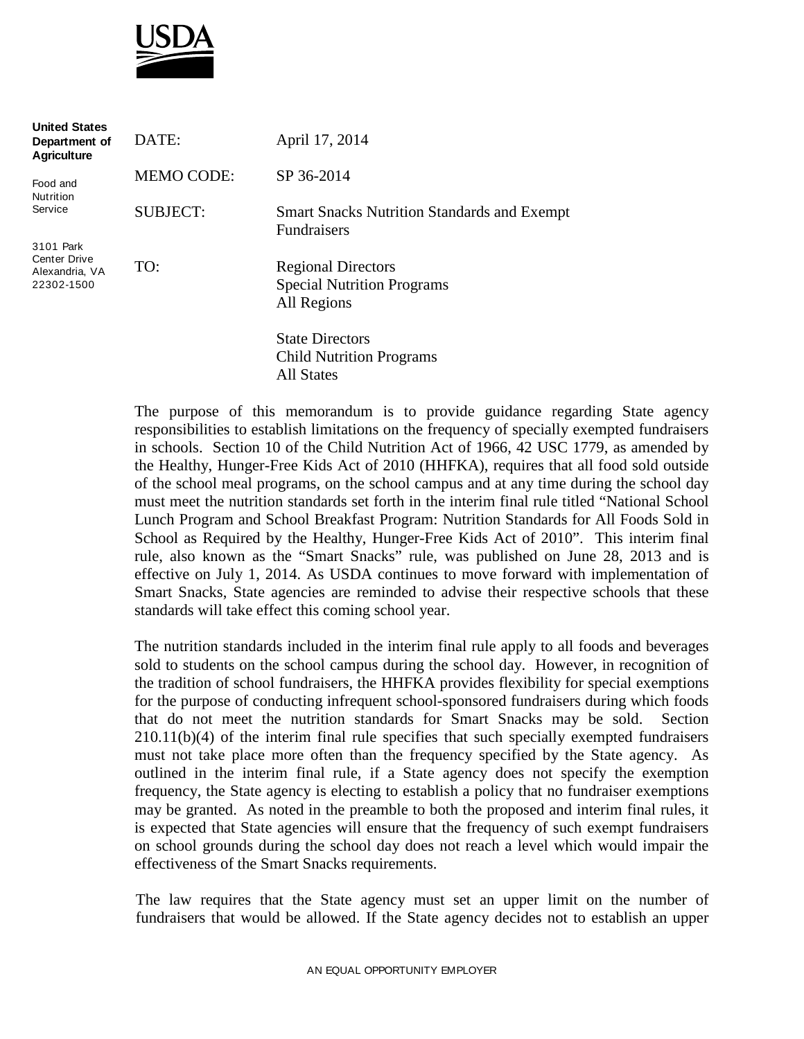**USDA**

**United States Department of Agriculture**

Food and Nutrition Service

3101 Park Center Drive
Alexandria, VA
22302-1500

DATE: April 17, 2014

MEMO CODE: SP 36-2014

SUBJECT: Smart Snacks Nutrition Standards and Exempt Fundraisers

TO: Regional Directors
Special Nutrition Programs
All Regions

State Directors
Child Nutrition Programs
All States

The purpose of this memorandum is to provide guidance regarding State agency responsibilities to establish limitations on the frequency of specially exempted fundraisers in schools. Section 10 of the Child Nutrition Act of 1966, 42 USC 1779, as amended by the Healthy, Hunger-Free Kids Act of 2010 (HHFKA), requires that all food sold outside of the school meal programs, on the school campus and at any time during the school day must meet the nutrition standards set forth in the interim final rule titled "National School Lunch Program and School Breakfast Program: Nutrition Standards for All Foods Sold in School as Required by the Healthy, Hunger-Free Kids Act of 2010". This interim final rule, also known as the "Smart Snacks" rule, was published on June 28, 2013 and is effective on July 1, 2014. As USDA continues to move forward with implementation of Smart Snacks, State agencies are reminded to advise their respective schools that these standards will take effect this coming school year.

The nutrition standards included in the interim final rule apply to all foods and beverages sold to students on the school campus during the school day. However, in recognition of the tradition of school fundraisers, the HHFKA provides flexibility for special exemptions for the purpose of conducting infrequent school-sponsored fundraisers during which foods that do not meet the nutrition standards for Smart Snacks may be sold. Section 210.11(b)(4) of the interim final rule specifies that such specially exempted fundraisers must not take place more often than the frequency specified by the State agency. As outlined in the interim final rule, if a State agency does not specify the exemption frequency, the State agency is electing to establish a policy that no fundraiser exemptions may be granted. As noted in the preamble to both the proposed and interim final rules, it is expected that State agencies will ensure that the frequency of such exempt fundraisers on school grounds during the school day does not reach a level which would impair the effectiveness of the Smart Snacks requirements.

The law requires that the State agency must set an upper limit on the number of fundraisers that would be allowed. If the State agency decides not to establish an upper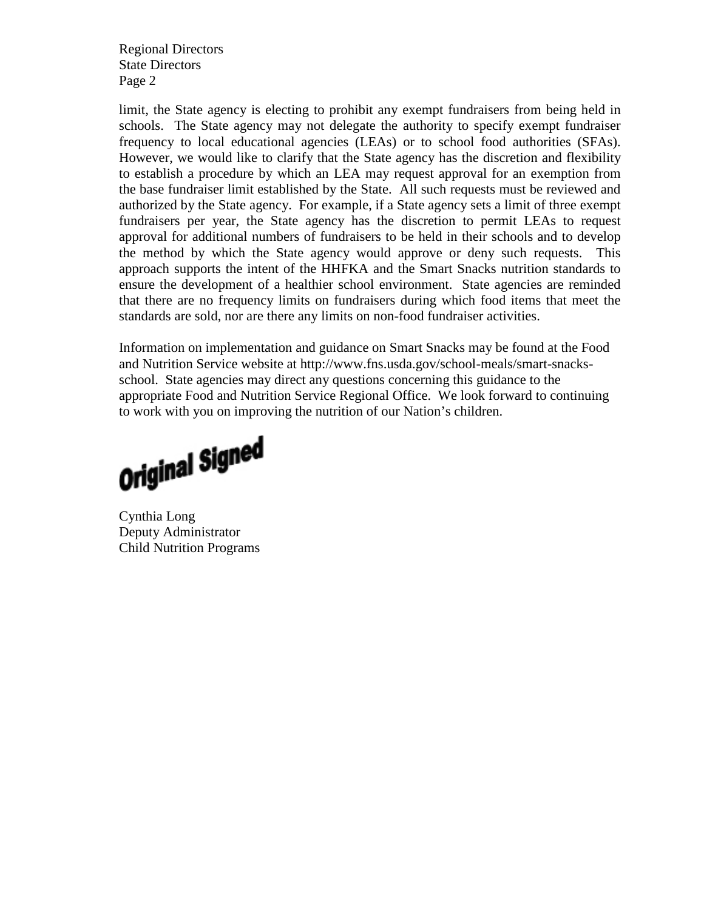limit, the State agency is electing to prohibit any exempt fundraisers from being held in schools. The State agency may not delegate the authority to specify exempt fundraiser frequency to local educational agencies (LEAs) or to school food authorities (SFAs). However, we would like to clarify that the State agency has the discretion and flexibility to establish a procedure by which an LEA may request approval for an exemption from the base fundraiser limit established by the State. All such requests must be reviewed and authorized by the State agency. For example, if a State agency sets a limit of three exempt fundraisers per year, the State agency has the discretion to permit LEAs to request approval for additional numbers of fundraisers to be held in their schools and to develop the method by which the State agency would approve or deny such requests. This approach supports the intent of the HHFKA and the Smart Snacks nutrition standards to ensure the development of a healthier school environment. State agencies are reminded that there are no frequency limits on fundraisers during which food items that meet the standards are sold, nor are there any limits on non-food fundraiser activities.

Information on implementation and guidance on Smart Snacks may be found at the Food and Nutrition Service website at http://www.fns.usda.gov/school-meals/smart-snacks-school. State agencies may direct any questions concerning this guidance to the appropriate Food and Nutrition Service Regional Office. We look forward to continuing to work with you on improving the nutrition of our Nation's children.

Original Signed

Cynthia Long
Deputy Administrator
Child Nutrition Programs